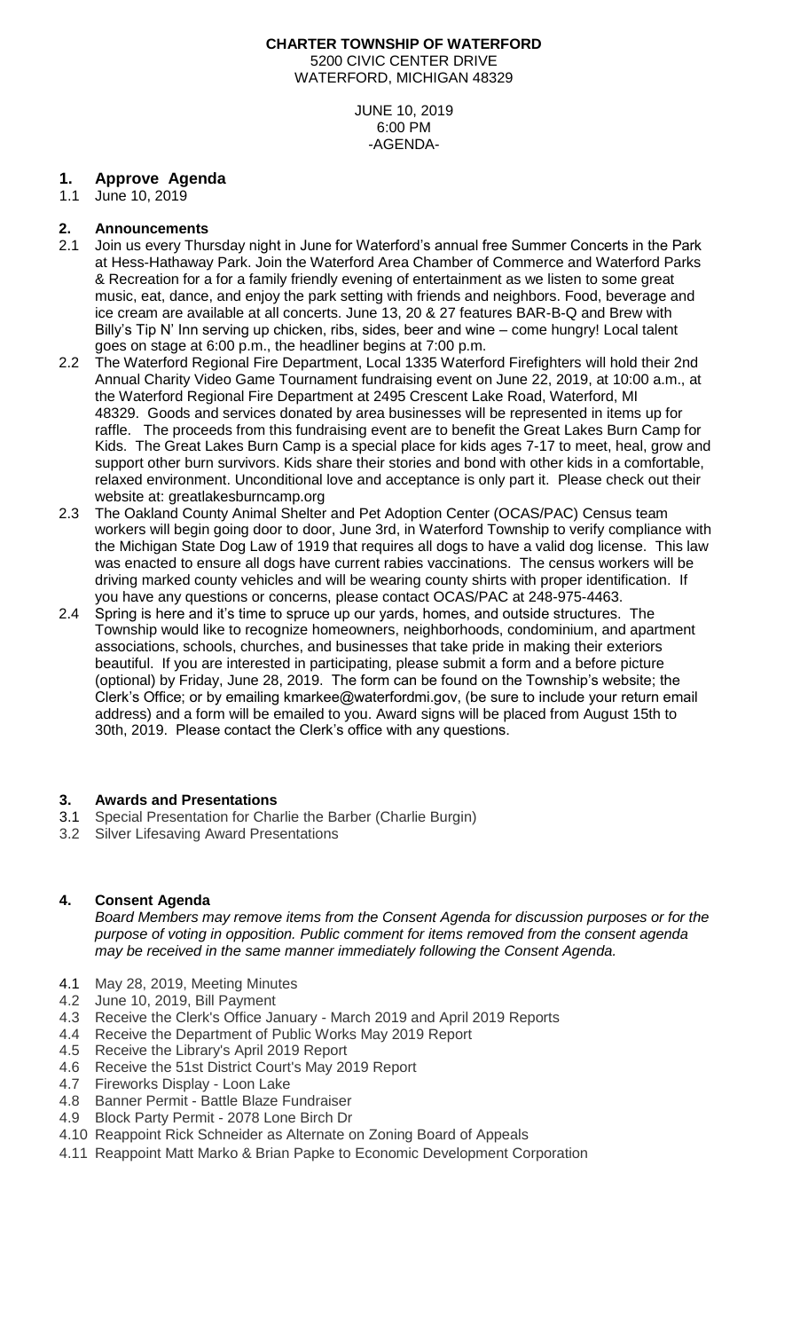**CHARTER TOWNSHIP OF WATERFORD**
5200 CIVIC CENTER DRIVE
WATERFORD, MICHIGAN 48329

JUNE 10, 2019
6:00 PM
-AGENDA-

## 1. Approve Agenda

1.1 June 10, 2019

## 2. Announcements

2.1 Join us every Thursday night in June for Waterford's annual free Summer Concerts in the Park at Hess-Hathaway Park. Join the Waterford Area Chamber of Commerce and Waterford Parks & Recreation for a for a family friendly evening of entertainment as we listen to some great music, eat, dance, and enjoy the park setting with friends and neighbors. Food, beverage and ice cream are available at all concerts. June 13, 20 & 27 features BAR-B-Q and Brew with Billy's Tip N' Inn serving up chicken, ribs, sides, beer and wine – come hungry! Local talent goes on stage at 6:00 p.m., the headliner begins at 7:00 p.m.

2.2 The Waterford Regional Fire Department, Local 1335 Waterford Firefighters will hold their 2nd Annual Charity Video Game Tournament fundraising event on June 22, 2019, at 10:00 a.m., at the Waterford Regional Fire Department at 2495 Crescent Lake Road, Waterford, MI 48329. Goods and services donated by area businesses will be represented in items up for raffle. The proceeds from this fundraising event are to benefit the Great Lakes Burn Camp for Kids. The Great Lakes Burn Camp is a special place for kids ages 7-17 to meet, heal, grow and support other burn survivors. Kids share their stories and bond with other kids in a comfortable, relaxed environment. Unconditional love and acceptance is only part it. Please check out their website at: greatlakesburncamp.org

2.3 The Oakland County Animal Shelter and Pet Adoption Center (OCAS/PAC) Census team workers will begin going door to door, June 3rd, in Waterford Township to verify compliance with the Michigan State Dog Law of 1919 that requires all dogs to have a valid dog license. This law was enacted to ensure all dogs have current rabies vaccinations. The census workers will be driving marked county vehicles and will be wearing county shirts with proper identification. If you have any questions or concerns, please contact OCAS/PAC at 248-975-4463.

2.4 Spring is here and it's time to spruce up our yards, homes, and outside structures. The Township would like to recognize homeowners, neighborhoods, condominium, and apartment associations, schools, churches, and businesses that take pride in making their exteriors beautiful. If you are interested in participating, please submit a form and a before picture (optional) by Friday, June 28, 2019. The form can be found on the Township's website; the Clerk's Office; or by emailing kmarkee@waterfordmi.gov, (be sure to include your return email address) and a form will be emailed to you. Award signs will be placed from August 15th to 30th, 2019. Please contact the Clerk's office with any questions.

## 3. Awards and Presentations

3.1 Special Presentation for Charlie the Barber (Charlie Burgin)
3.2 Silver Lifesaving Award Presentations

## 4. Consent Agenda

*Board Members may remove items from the Consent Agenda for discussion purposes or for the purpose of voting in opposition. Public comment for items removed from the consent agenda may be received in the same manner immediately following the Consent Agenda.*

4.1 May 28, 2019, Meeting Minutes
4.2 June 10, 2019, Bill Payment
4.3 Receive the Clerk's Office January - March 2019 and April 2019 Reports
4.4 Receive the Department of Public Works May 2019 Report
4.5 Receive the Library's April 2019 Report
4.6 Receive the 51st District Court's May 2019 Report
4.7 Fireworks Display - Loon Lake
4.8 Banner Permit - Battle Blaze Fundraiser
4.9 Block Party Permit - 2078 Lone Birch Dr
4.10 Reappoint Rick Schneider as Alternate on Zoning Board of Appeals
4.11 Reappoint Matt Marko & Brian Papke to Economic Development Corporation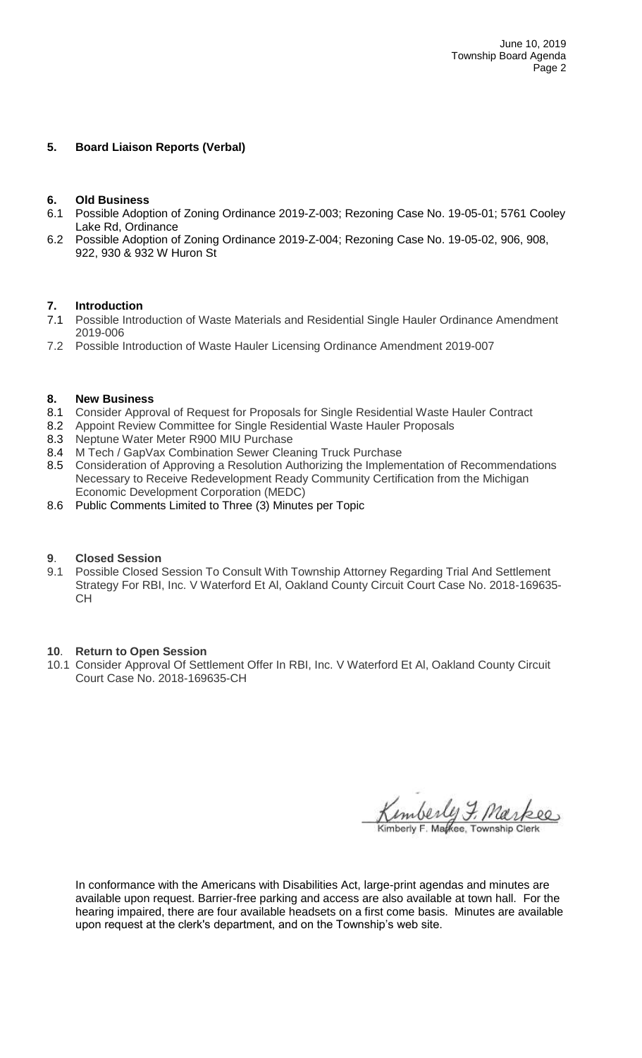## 5. Board Liaison Reports (Verbal)

## 6. Old Business

6.1 Possible Adoption of Zoning Ordinance 2019-Z-003; Rezoning Case No. 19-05-01; 5761 Cooley Lake Rd, Ordinance

6.2 Possible Adoption of Zoning Ordinance 2019-Z-004; Rezoning Case No. 19-05-02, 906, 908, 922, 930 & 932 W Huron St

## 7. Introduction

7.1 Possible Introduction of Waste Materials and Residential Single Hauler Ordinance Amendment 2019-006

7.2 Possible Introduction of Waste Hauler Licensing Ordinance Amendment 2019-007

## 8. New Business

8.1 Consider Approval of Request for Proposals for Single Residential Waste Hauler Contract

8.2 Appoint Review Committee for Single Residential Waste Hauler Proposals

8.3 Neptune Water Meter R900 MIU Purchase

8.4 M Tech / GapVax Combination Sewer Cleaning Truck Purchase

8.5 Consideration of Approving a Resolution Authorizing the Implementation of Recommendations Necessary to Receive Redevelopment Ready Community Certification from the Michigan Economic Development Corporation (MEDC)

8.6 Public Comments Limited to Three (3) Minutes per Topic

## 9. Closed Session

9.1 Possible Closed Session To Consult With Township Attorney Regarding Trial And Settlement Strategy For RBI, Inc. V Waterford Et Al, Oakland County Circuit Court Case No. 2018-169635-CH

## 10. Return to Open Session

10.1 Consider Approval Of Settlement Offer In RBI, Inc. V Waterford Et Al, Oakland County Circuit Court Case No. 2018-169635-CH

Kimberly F. Markee

Kimberly F. Markee, Township Clerk

In conformance with the Americans with Disabilities Act, large-print agendas and minutes are available upon request. Barrier-free parking and access are also available at town hall. For the hearing impaired, there are four available headsets on a first come basis. Minutes are available upon request at the clerk's department, and on the Township's web site.